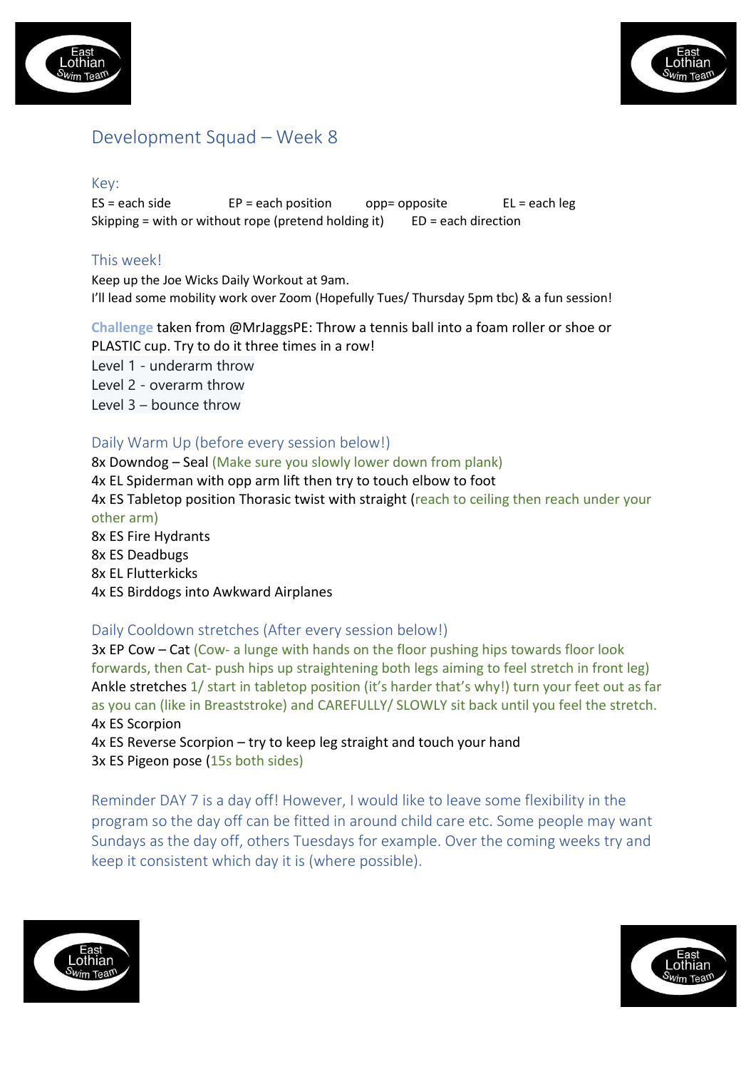# Development Squad – Week 8

## Key:

ES = each side EP = each position opp= opposite EL = each leg
Skipping = with or without rope (pretend holding it) ED = each direction

## This week!

Keep up the Joe Wicks Daily Workout at 9am.
I'll lead some mobility work over Zoom (Hopefully Tues/ Thursday 5pm tbc) & a fun session!

**Challenge** taken from @MrJaggsPE: Throw a tennis ball into a foam roller or shoe or PLASTIC cup. Try to do it three times in a row!
Level 1 - underarm throw
Level 2 - overarm throw
Level 3 – bounce throw

## Daily Warm Up (before every session below!)

8x Downdog – Seal (Make sure you slowly lower down from plank)
4x EL Spiderman with opp arm lift then try to touch elbow to foot
4x ES Tabletop position Thorasic twist with straight (reach to ceiling then reach under your other arm)
8x ES Fire Hydrants
8x ES Deadbugs
8x EL Flutterkicks
4x ES Birddogs into Awkward Airplanes

## Daily Cooldown stretches (After every session below!)

3x EP Cow – Cat (Cow- a lunge with hands on the floor pushing hips towards floor look forwards, then Cat- push hips up straightening both legs aiming to feel stretch in front leg)
Ankle stretches 1/ start in tabletop position (it's harder that's why!) turn your feet out as far as you can (like in Breaststroke) and CAREFULLY/ SLOWLY sit back until you feel the stretch.
4x ES Scorpion
4x ES Reverse Scorpion – try to keep leg straight and touch your hand
3x ES Pigeon pose (15s both sides)

Reminder DAY 7 is a day off! However, I would like to leave some flexibility in the program so the day off can be fitted in around child care etc. Some people may want Sundays as the day off, others Tuesdays for example. Over the coming weeks try and keep it consistent which day it is (where possible).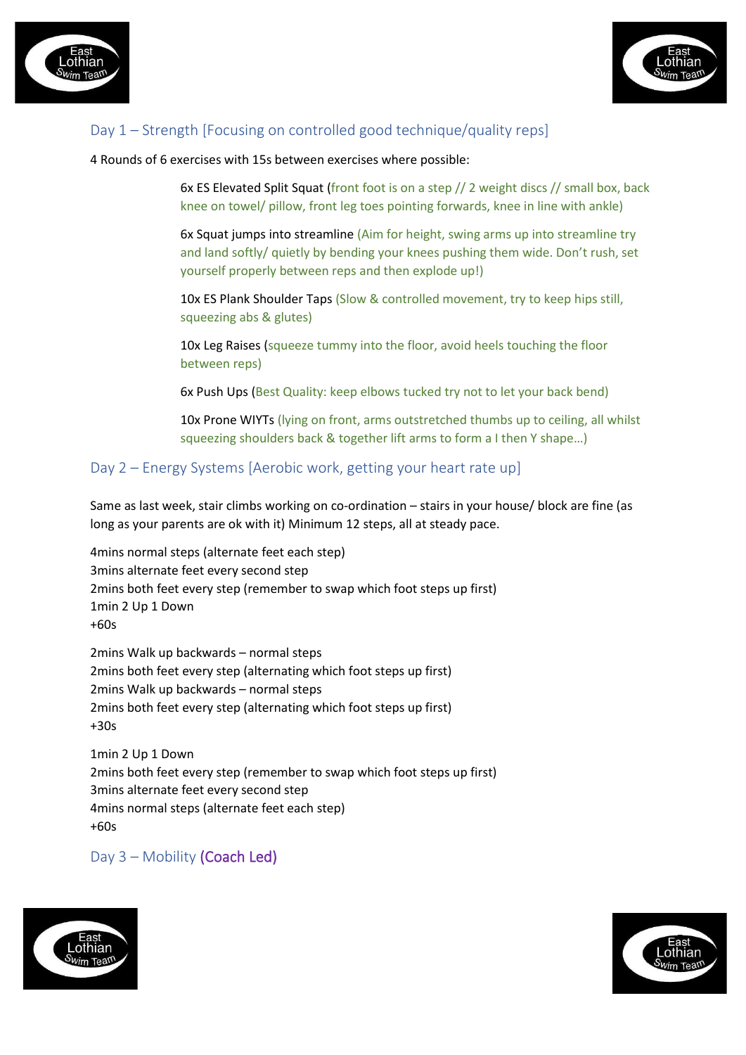## Day 1 – Strength [Focusing on controlled good technique/quality reps]

4 Rounds of 6 exercises with 15s between exercises where possible:

6x ES Elevated Split Squat (front foot is on a step // 2 weight discs // small box, back knee on towel/ pillow, front leg toes pointing forwards, knee in line with ankle)

6x Squat jumps into streamline (Aim for height, swing arms up into streamline try and land softly/ quietly by bending your knees pushing them wide. Don't rush, set yourself properly between reps and then explode up!)

10x ES Plank Shoulder Taps (Slow & controlled movement, try to keep hips still, squeezing abs & glutes)

10x Leg Raises (squeeze tummy into the floor, avoid heels touching the floor between reps)

6x Push Ups (Best Quality: keep elbows tucked try not to let your back bend)

10x Prone WIYTs (lying on front, arms outstretched thumbs up to ceiling, all whilst squeezing shoulders back & together lift arms to form a I then Y shape…)

## Day 2 – Energy Systems [Aerobic work, getting your heart rate up]

Same as last week, stair climbs working on co-ordination – stairs in your house/ block are fine (as long as your parents are ok with it) Minimum 12 steps, all at steady pace.

4mins normal steps (alternate feet each step)
3mins alternate feet every second step
2mins both feet every step (remember to swap which foot steps up first)
1min 2 Up 1 Down
+60s

2mins Walk up backwards – normal steps
2mins both feet every step (alternating which foot steps up first)
2mins Walk up backwards – normal steps
2mins both feet every step (alternating which foot steps up first)
+30s

1min 2 Up 1 Down
2mins both feet every step (remember to swap which foot steps up first)
3mins alternate feet every second step
4mins normal steps (alternate feet each step)
+60s

## Day 3 – Mobility (Coach Led)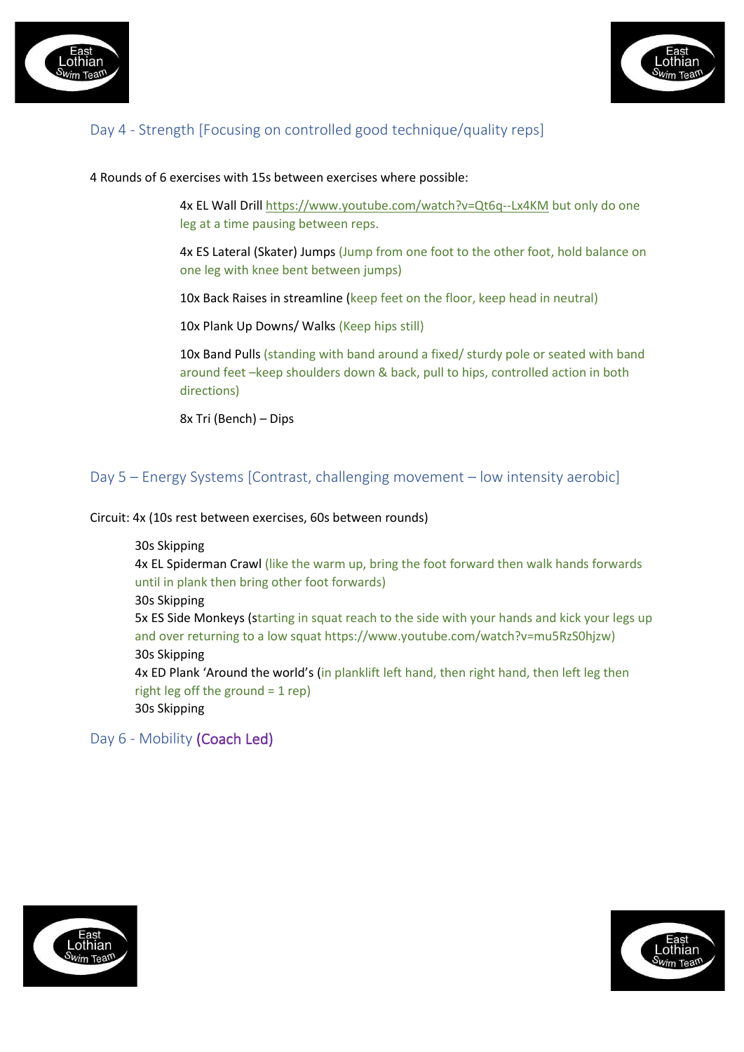## Day 4 - Strength [Focusing on controlled good technique/quality reps]

4 Rounds of 6 exercises with 15s between exercises where possible:

4x EL Wall Drill https://www.youtube.com/watch?v=Qt6q--Lx4KM but only do one leg at a time pausing between reps.

4x ES Lateral (Skater) Jumps (Jump from one foot to the other foot, hold balance on one leg with knee bent between jumps)

10x Back Raises in streamline (keep feet on the floor, keep head in neutral)

10x Plank Up Downs/ Walks (Keep hips still)

10x Band Pulls (standing with band around a fixed/ sturdy pole or seated with band around feet –keep shoulders down & back, pull to hips, controlled action in both directions)

8x Tri (Bench) – Dips

## Day 5 – Energy Systems [Contrast, challenging movement – low intensity aerobic]

Circuit: 4x (10s rest between exercises, 60s between rounds)

30s Skipping
4x EL Spiderman Crawl (like the warm up, bring the foot forward then walk hands forwards until in plank then bring other foot forwards)
30s Skipping
5x ES Side Monkeys (starting in squat reach to the side with your hands and kick your legs up and over returning to a low squat https://www.youtube.com/watch?v=mu5RzS0hjzw)
30s Skipping
4x ED Plank 'Around the world's (in planklift left hand, then right hand, then left leg then right leg off the ground = 1 rep)
30s Skipping

## Day 6 - Mobility (Coach Led)